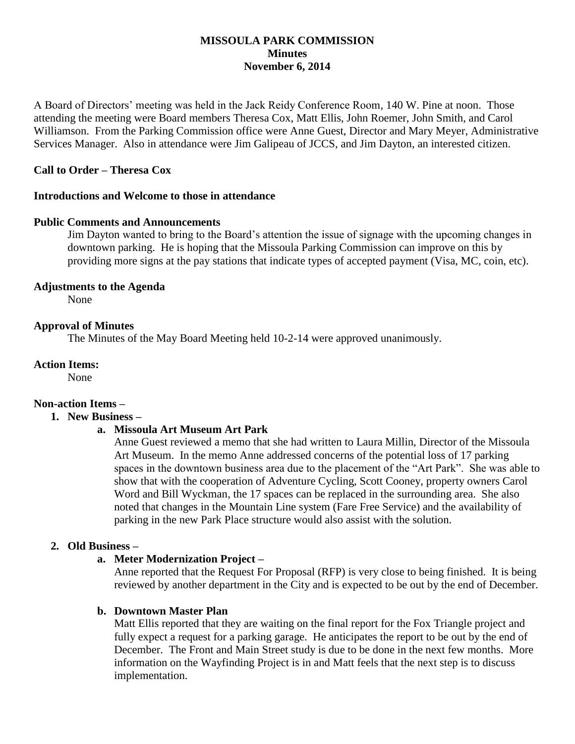**MISSOULA PARK COMMISSION**
**Minutes**
**November 6, 2014**

A Board of Directors' meeting was held in the Jack Reidy Conference Room, 140 W. Pine at noon. Those attending the meeting were Board members Theresa Cox, Matt Ellis, John Roemer, John Smith, and Carol Williamson. From the Parking Commission office were Anne Guest, Director and Mary Meyer, Administrative Services Manager. Also in attendance were Jim Galipeau of JCCS, and Jim Dayton, an interested citizen.

**Call to Order – Theresa Cox**

**Introductions and Welcome to those in attendance**

**Public Comments and Announcements**

Jim Dayton wanted to bring to the Board's attention the issue of signage with the upcoming changes in downtown parking. He is hoping that the Missoula Parking Commission can improve on this by providing more signs at the pay stations that indicate types of accepted payment (Visa, MC, coin, etc).

**Adjustments to the Agenda**

None

**Approval of Minutes**

The Minutes of the May Board Meeting held 10-2-14 were approved unanimously.

**Action Items:**

None

**Non-action Items –**

1. **New Business –**
   a. **Missoula Art Museum Art Park**

      Anne Guest reviewed a memo that she had written to Laura Millin, Director of the Missoula Art Museum. In the memo Anne addressed concerns of the potential loss of 17 parking spaces in the downtown business area due to the placement of the "Art Park". She was able to show that with the cooperation of Adventure Cycling, Scott Cooney, property owners Carol Word and Bill Wyckman, the 17 spaces can be replaced in the surrounding area. She also noted that changes in the Mountain Line system (Fare Free Service) and the availability of parking in the new Park Place structure would also assist with the solution.

2. **Old Business –**
   a. **Meter Modernization Project –**

      Anne reported that the Request For Proposal (RFP) is very close to being finished. It is being reviewed by another department in the City and is expected to be out by the end of December.

   b. **Downtown Master Plan**

      Matt Ellis reported that they are waiting on the final report for the Fox Triangle project and fully expect a request for a parking garage. He anticipates the report to be out by the end of December. The Front and Main Street study is due to be done in the next few months. More information on the Wayfinding Project is in and Matt feels that the next step is to discuss implementation.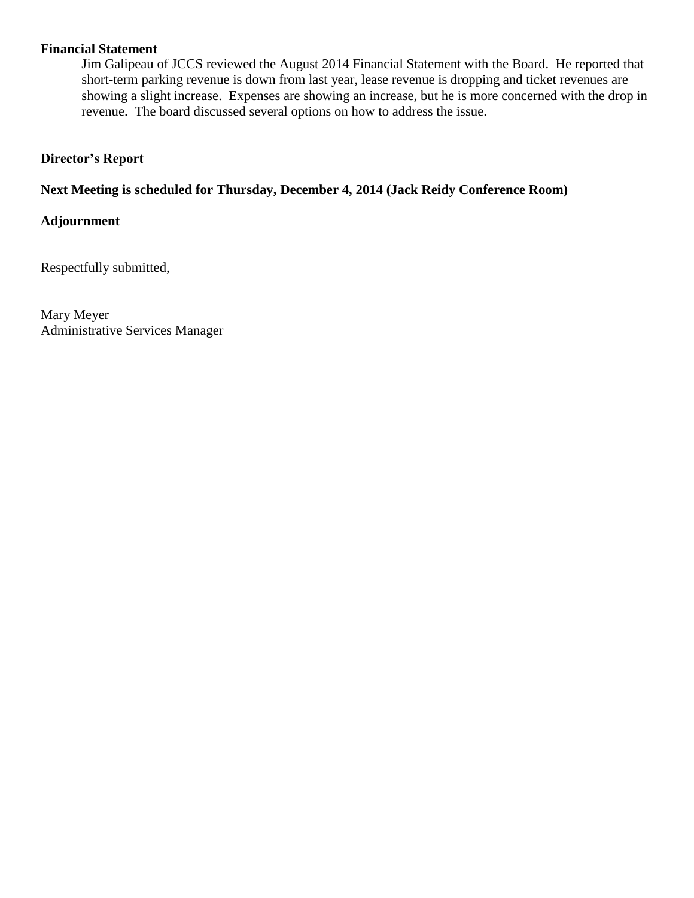**Financial Statement**

Jim Galipeau of JCCS reviewed the August 2014 Financial Statement with the Board. He reported that short-term parking revenue is down from last year, lease revenue is dropping and ticket revenues are showing a slight increase. Expenses are showing an increase, but he is more concerned with the drop in revenue. The board discussed several options on how to address the issue.

**Director's Report**

**Next Meeting is scheduled for Thursday, December 4, 2014 (Jack Reidy Conference Room)**

**Adjournment**

Respectfully submitted,

Mary Meyer
Administrative Services Manager